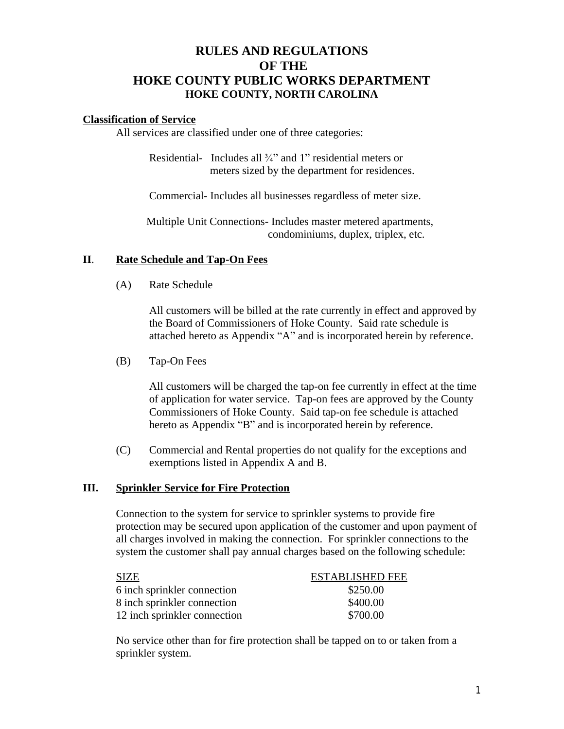# RULES AND REGULATIONS
# OF THE
# HOKE COUNTY PUBLIC WORKS DEPARTMENT
## HOKE COUNTY, NORTH CAROLINA

**Classification of Service**

All services are classified under one of three categories:

Residential- Includes all ¾" and 1" residential meters or meters sized by the department for residences.

Commercial- Includes all businesses regardless of meter size.

Multiple Unit Connections- Includes master metered apartments, condominiums, duplex, triplex, etc.

**II. Rate Schedule and Tap-On Fees**

(A) Rate Schedule

All customers will be billed at the rate currently in effect and approved by the Board of Commissioners of Hoke County. Said rate schedule is attached hereto as Appendix "A" and is incorporated herein by reference.

(B) Tap-On Fees

All customers will be charged the tap-on fee currently in effect at the time of application for water service. Tap-on fees are approved by the County Commissioners of Hoke County. Said tap-on fee schedule is attached hereto as Appendix "B" and is incorporated herein by reference.

(C) Commercial and Rental properties do not qualify for the exceptions and exemptions listed in Appendix A and B.

**III. Sprinkler Service for Fire Protection**

Connection to the system for service to sprinkler systems to provide fire protection may be secured upon application of the customer and upon payment of all charges involved in making the connection. For sprinkler connections to the system the customer shall pay annual charges based on the following schedule:

| SIZE | ESTABLISHED FEE |
|---|---|
| 6 inch sprinkler connection | $250.00 |
| 8 inch sprinkler connection | $400.00 |
| 12 inch sprinkler connection | $700.00 |

No service other than for fire protection shall be tapped on to or taken from a sprinkler system.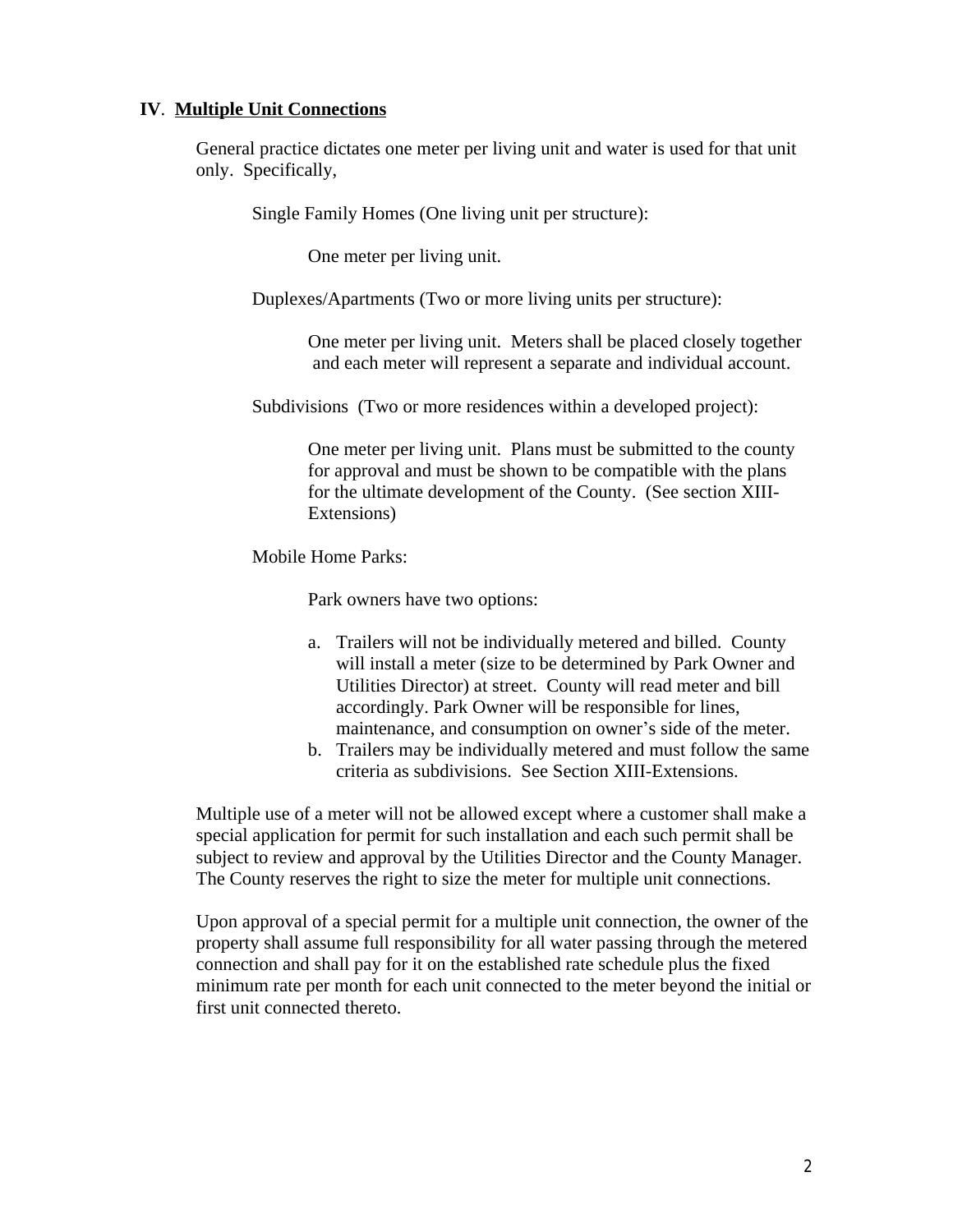## IV. Multiple Unit Connections

General practice dictates one meter per living unit and water is used for that unit only. Specifically,

Single Family Homes (One living unit per structure):

One meter per living unit.

Duplexes/Apartments (Two or more living units per structure):

One meter per living unit. Meters shall be placed closely together and each meter will represent a separate and individual account.

Subdivisions (Two or more residences within a developed project):

One meter per living unit. Plans must be submitted to the county for approval and must be shown to be compatible with the plans for the ultimate development of the County. (See section XIII-Extensions)

Mobile Home Parks:

Park owners have two options:

a. Trailers will not be individually metered and billed. County will install a meter (size to be determined by Park Owner and Utilities Director) at street. County will read meter and bill accordingly. Park Owner will be responsible for lines, maintenance, and consumption on owner's side of the meter.
b. Trailers may be individually metered and must follow the same criteria as subdivisions. See Section XIII-Extensions.

Multiple use of a meter will not be allowed except where a customer shall make a special application for permit for such installation and each such permit shall be subject to review and approval by the Utilities Director and the County Manager. The County reserves the right to size the meter for multiple unit connections.

Upon approval of a special permit for a multiple unit connection, the owner of the property shall assume full responsibility for all water passing through the metered connection and shall pay for it on the established rate schedule plus the fixed minimum rate per month for each unit connected to the meter beyond the initial or first unit connected thereto.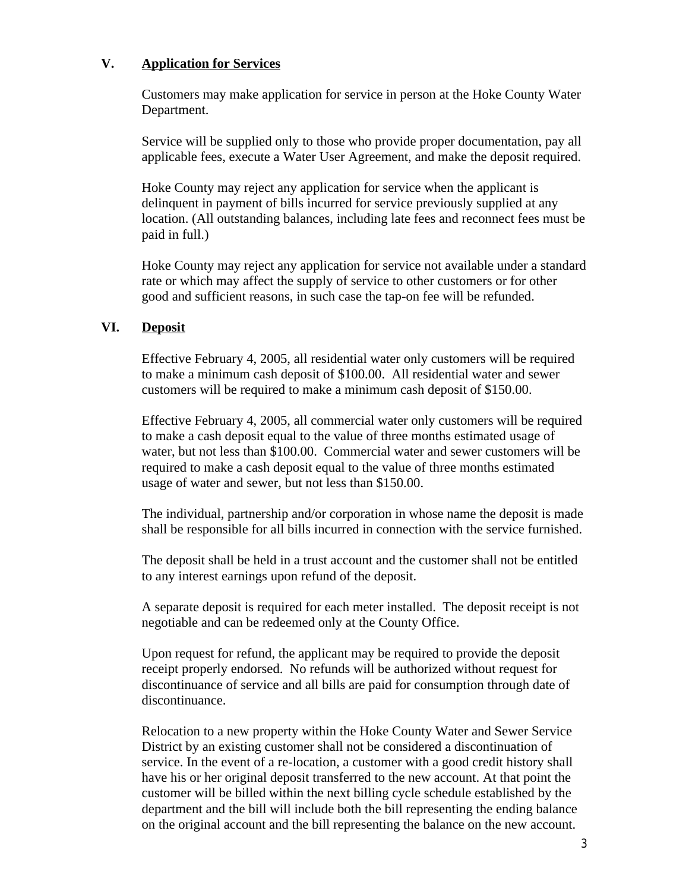## V. Application for Services

Customers may make application for service in person at the Hoke County Water Department.

Service will be supplied only to those who provide proper documentation, pay all applicable fees, execute a Water User Agreement, and make the deposit required.

Hoke County may reject any application for service when the applicant is delinquent in payment of bills incurred for service previously supplied at any location. (All outstanding balances, including late fees and reconnect fees must be paid in full.)

Hoke County may reject any application for service not available under a standard rate or which may affect the supply of service to other customers or for other good and sufficient reasons, in such case the tap-on fee will be refunded.

## VI. Deposit

Effective February 4, 2005, all residential water only customers will be required to make a minimum cash deposit of $100.00. All residential water and sewer customers will be required to make a minimum cash deposit of $150.00.

Effective February 4, 2005, all commercial water only customers will be required to make a cash deposit equal to the value of three months estimated usage of water, but not less than $100.00. Commercial water and sewer customers will be required to make a cash deposit equal to the value of three months estimated usage of water and sewer, but not less than $150.00.

The individual, partnership and/or corporation in whose name the deposit is made shall be responsible for all bills incurred in connection with the service furnished.

The deposit shall be held in a trust account and the customer shall not be entitled to any interest earnings upon refund of the deposit.

A separate deposit is required for each meter installed. The deposit receipt is not negotiable and can be redeemed only at the County Office.

Upon request for refund, the applicant may be required to provide the deposit receipt properly endorsed. No refunds will be authorized without request for discontinuance of service and all bills are paid for consumption through date of discontinuance.

Relocation to a new property within the Hoke County Water and Sewer Service District by an existing customer shall not be considered a discontinuation of service. In the event of a re-location, a customer with a good credit history shall have his or her original deposit transferred to the new account. At that point the customer will be billed within the next billing cycle schedule established by the department and the bill will include both the bill representing the ending balance on the original account and the bill representing the balance on the new account.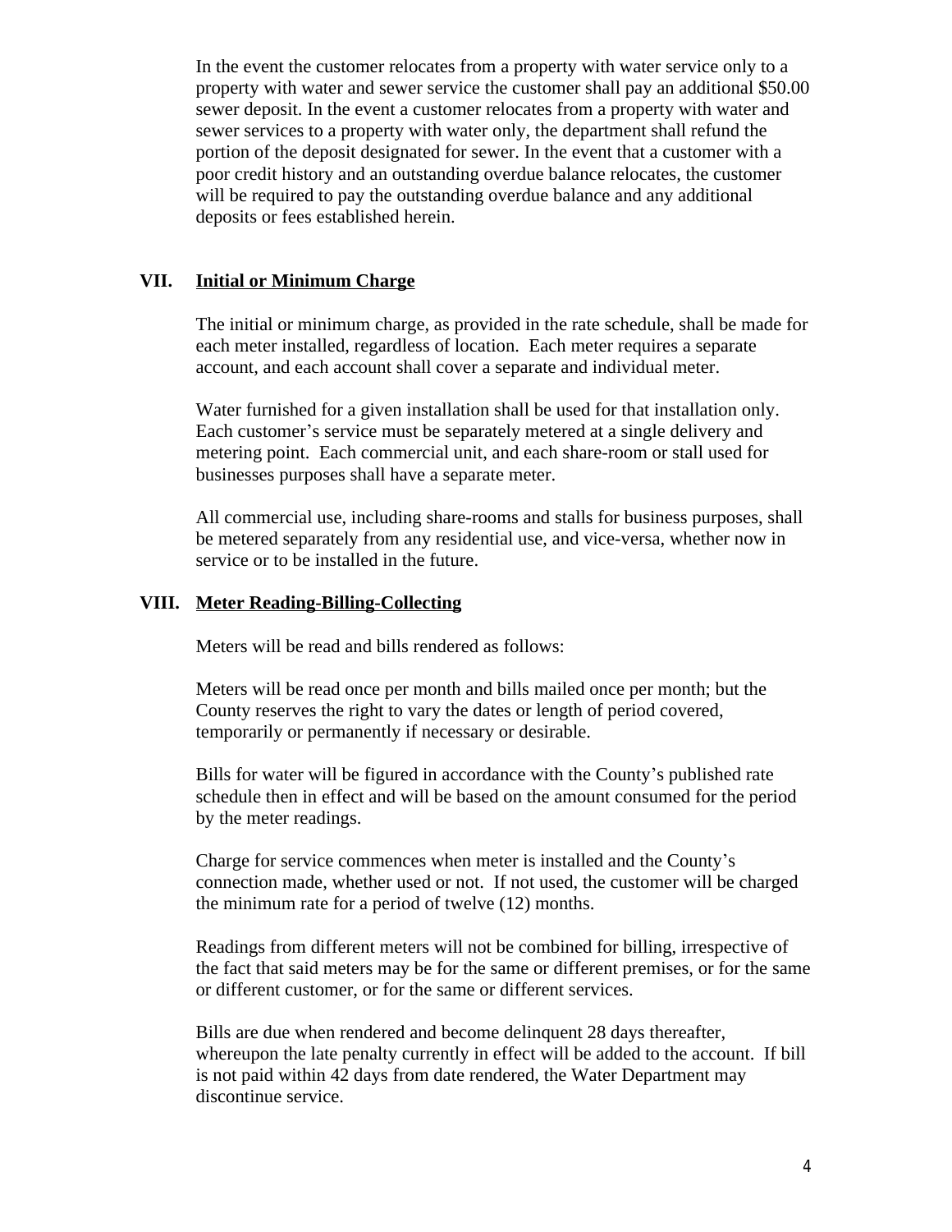In the event the customer relocates from a property with water service only to a property with water and sewer service the customer shall pay an additional $50.00 sewer deposit. In the event a customer relocates from a property with water and sewer services to a property with water only, the department shall refund the portion of the deposit designated for sewer. In the event that a customer with a poor credit history and an outstanding overdue balance relocates, the customer will be required to pay the outstanding overdue balance and any additional deposits or fees established herein.

## VII. Initial or Minimum Charge

The initial or minimum charge, as provided in the rate schedule, shall be made for each meter installed, regardless of location. Each meter requires a separate account, and each account shall cover a separate and individual meter.

Water furnished for a given installation shall be used for that installation only. Each customer's service must be separately metered at a single delivery and metering point. Each commercial unit, and each share-room or stall used for businesses purposes shall have a separate meter.

All commercial use, including share-rooms and stalls for business purposes, shall be metered separately from any residential use, and vice-versa, whether now in service or to be installed in the future.

## VIII. Meter Reading-Billing-Collecting

Meters will be read and bills rendered as follows:

Meters will be read once per month and bills mailed once per month; but the County reserves the right to vary the dates or length of period covered, temporarily or permanently if necessary or desirable.

Bills for water will be figured in accordance with the County's published rate schedule then in effect and will be based on the amount consumed for the period by the meter readings.

Charge for service commences when meter is installed and the County's connection made, whether used or not. If not used, the customer will be charged the minimum rate for a period of twelve (12) months.

Readings from different meters will not be combined for billing, irrespective of the fact that said meters may be for the same or different premises, or for the same or different customer, or for the same or different services.

Bills are due when rendered and become delinquent 28 days thereafter, whereupon the late penalty currently in effect will be added to the account. If bill is not paid within 42 days from date rendered, the Water Department may discontinue service.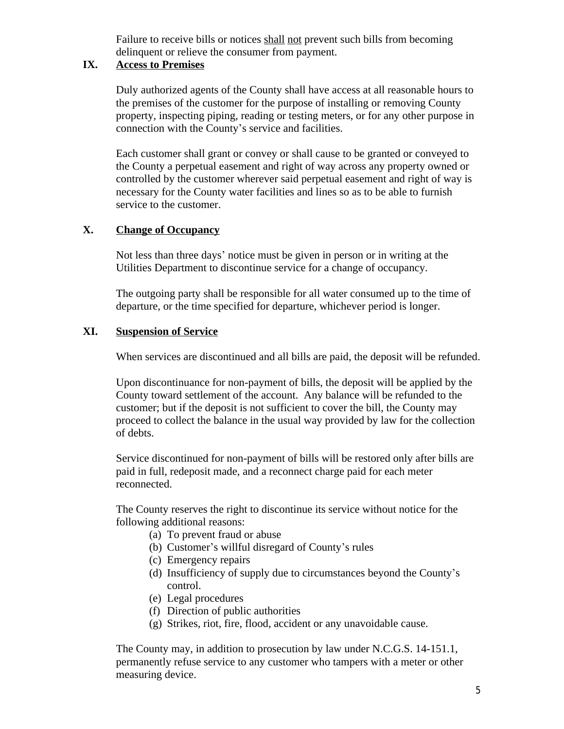Failure to receive bills or notices <u>shall</u> <u>not</u> prevent such bills from becoming delinquent or relieve the consumer from payment.

## IX. Access to Premises

Duly authorized agents of the County shall have access at all reasonable hours to the premises of the customer for the purpose of installing or removing County property, inspecting piping, reading or testing meters, or for any other purpose in connection with the County's service and facilities.

Each customer shall grant or convey or shall cause to be granted or conveyed to the County a perpetual easement and right of way across any property owned or controlled by the customer wherever said perpetual easement and right of way is necessary for the County water facilities and lines so as to be able to furnish service to the customer.

## X. Change of Occupancy

Not less than three days' notice must be given in person or in writing at the Utilities Department to discontinue service for a change of occupancy.

The outgoing party shall be responsible for all water consumed up to the time of departure, or the time specified for departure, whichever period is longer.

## XI. Suspension of Service

When services are discontinued and all bills are paid, the deposit will be refunded.

Upon discontinuance for non-payment of bills, the deposit will be applied by the County toward settlement of the account. Any balance will be refunded to the customer; but if the deposit is not sufficient to cover the bill, the County may proceed to collect the balance in the usual way provided by law for the collection of debts.

Service discontinued for non-payment of bills will be restored only after bills are paid in full, redeposit made, and a reconnect charge paid for each meter reconnected.

The County reserves the right to discontinue its service without notice for the following additional reasons:

(a) To prevent fraud or abuse
(b) Customer's willful disregard of County's rules
(c) Emergency repairs
(d) Insufficiency of supply due to circumstances beyond the County's control.
(e) Legal procedures
(f) Direction of public authorities
(g) Strikes, riot, fire, flood, accident or any unavoidable cause.

The County may, in addition to prosecution by law under N.C.G.S. 14-151.1, permanently refuse service to any customer who tampers with a meter or other measuring device.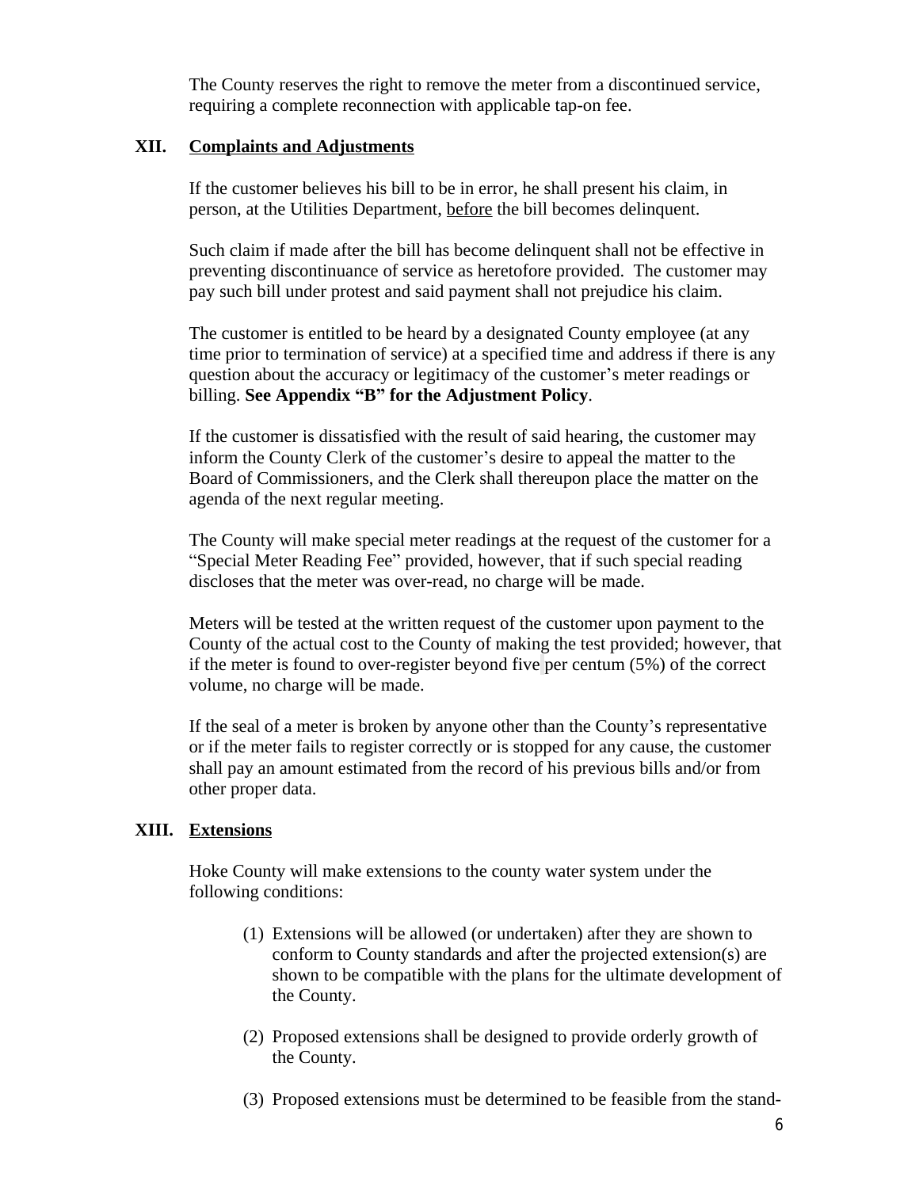The County reserves the right to remove the meter from a discontinued service, requiring a complete reconnection with applicable tap-on fee.

## XII. Complaints and Adjustments

If the customer believes his bill to be in error, he shall present his claim, in person, at the Utilities Department, before the bill becomes delinquent.

Such claim if made after the bill has become delinquent shall not be effective in preventing discontinuance of service as heretofore provided. The customer may pay such bill under protest and said payment shall not prejudice his claim.

The customer is entitled to be heard by a designated County employee (at any time prior to termination of service) at a specified time and address if there is any question about the accuracy or legitimacy of the customer's meter readings or billing. **See Appendix "B" for the Adjustment Policy**.

If the customer is dissatisfied with the result of said hearing, the customer may inform the County Clerk of the customer's desire to appeal the matter to the Board of Commissioners, and the Clerk shall thereupon place the matter on the agenda of the next regular meeting.

The County will make special meter readings at the request of the customer for a "Special Meter Reading Fee" provided, however, that if such special reading discloses that the meter was over-read, no charge will be made.

Meters will be tested at the written request of the customer upon payment to the County of the actual cost to the County of making the test provided; however, that if the meter is found to over-register beyond five per centum (5%) of the correct volume, no charge will be made.

If the seal of a meter is broken by anyone other than the County's representative or if the meter fails to register correctly or is stopped for any cause, the customer shall pay an amount estimated from the record of his previous bills and/or from other proper data.

## XIII. Extensions

Hoke County will make extensions to the county water system under the following conditions:

(1) Extensions will be allowed (or undertaken) after they are shown to conform to County standards and after the projected extension(s) are shown to be compatible with the plans for the ultimate development of the County.

(2) Proposed extensions shall be designed to provide orderly growth of the County.

(3) Proposed extensions must be determined to be feasible from the stand-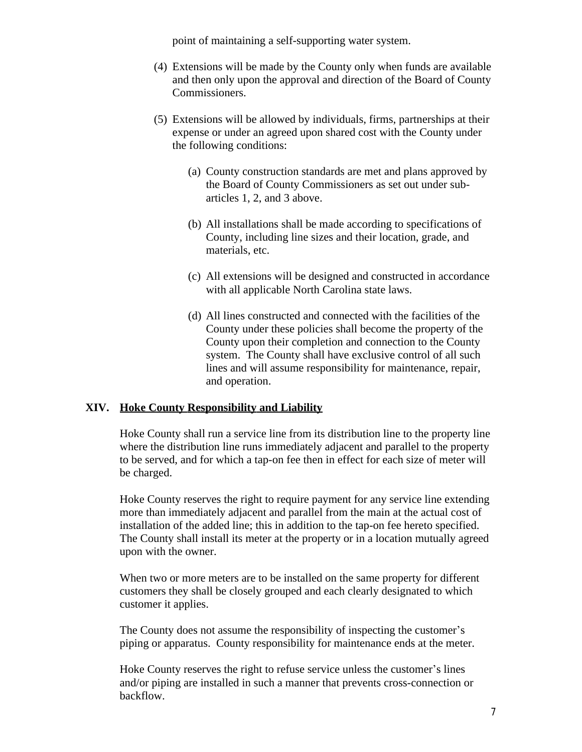point of maintaining a self-supporting water system.

(4) Extensions will be made by the County only when funds are available and then only upon the approval and direction of the Board of County Commissioners.

(5) Extensions will be allowed by individuals, firms, partnerships at their expense or under an agreed upon shared cost with the County under the following conditions:

  (a) County construction standards are met and plans approved by the Board of County Commissioners as set out under sub-articles 1, 2, and 3 above.

  (b) All installations shall be made according to specifications of County, including line sizes and their location, grade, and materials, etc.

  (c) All extensions will be designed and constructed in accordance with all applicable North Carolina state laws.

  (d) All lines constructed and connected with the facilities of the County under these policies shall become the property of the County upon their completion and connection to the County system. The County shall have exclusive control of all such lines and will assume responsibility for maintenance, repair, and operation.

## XIV. Hoke County Responsibility and Liability

Hoke County shall run a service line from its distribution line to the property line where the distribution line runs immediately adjacent and parallel to the property to be served, and for which a tap-on fee then in effect for each size of meter will be charged.

Hoke County reserves the right to require payment for any service line extending more than immediately adjacent and parallel from the main at the actual cost of installation of the added line; this in addition to the tap-on fee hereto specified. The County shall install its meter at the property or in a location mutually agreed upon with the owner.

When two or more meters are to be installed on the same property for different customers they shall be closely grouped and each clearly designated to which customer it applies.

The County does not assume the responsibility of inspecting the customer's piping or apparatus. County responsibility for maintenance ends at the meter.

Hoke County reserves the right to refuse service unless the customer's lines and/or piping are installed in such a manner that prevents cross-connection or backflow.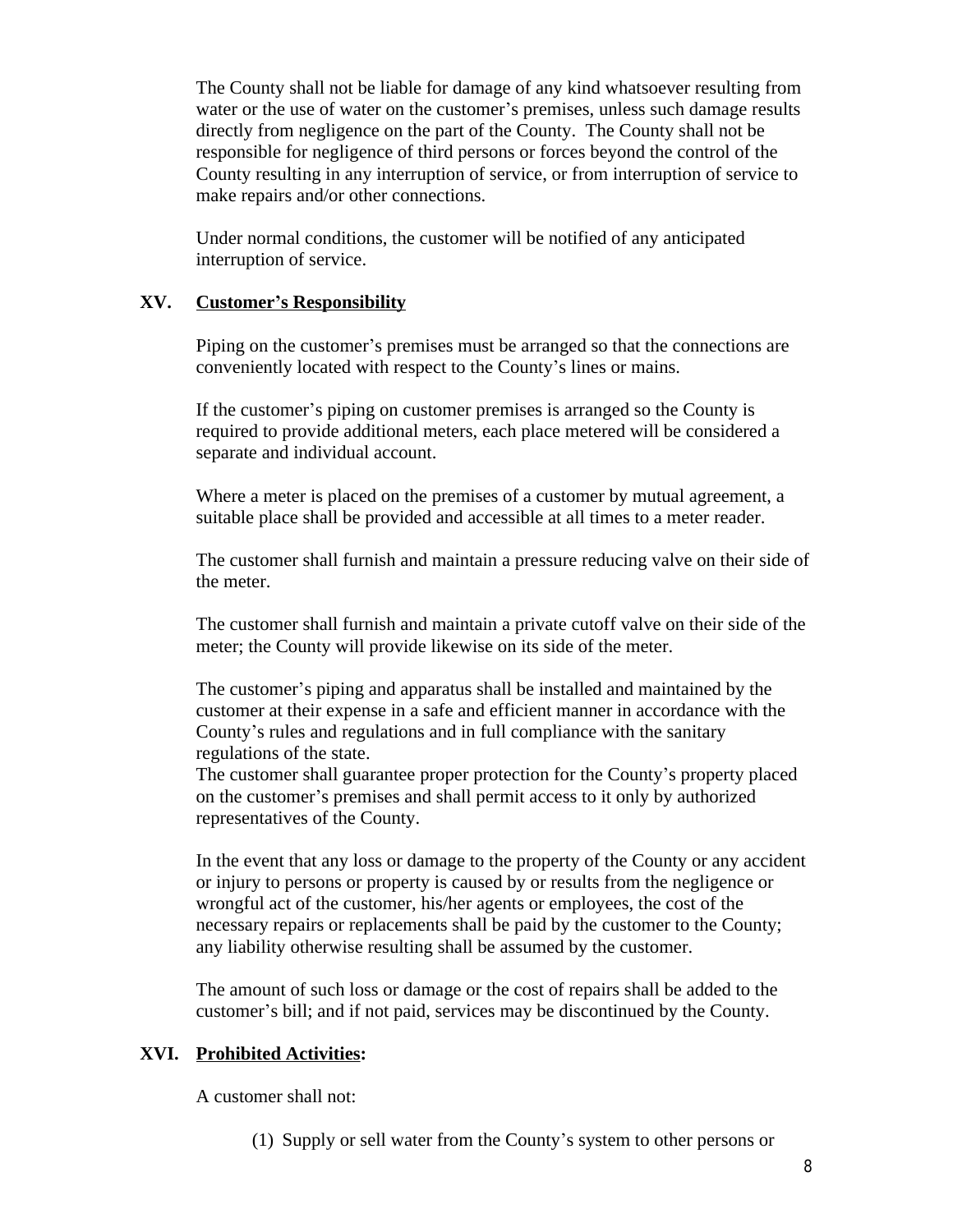The County shall not be liable for damage of any kind whatsoever resulting from water or the use of water on the customer's premises, unless such damage results directly from negligence on the part of the County. The County shall not be responsible for negligence of third persons or forces beyond the control of the County resulting in any interruption of service, or from interruption of service to make repairs and/or other connections.

Under normal conditions, the customer will be notified of any anticipated interruption of service.

## XV. <u>Customer's Responsibility</u>

Piping on the customer's premises must be arranged so that the connections are conveniently located with respect to the County's lines or mains.

If the customer's piping on customer premises is arranged so the County is required to provide additional meters, each place metered will be considered a separate and individual account.

Where a meter is placed on the premises of a customer by mutual agreement, a suitable place shall be provided and accessible at all times to a meter reader.

The customer shall furnish and maintain a pressure reducing valve on their side of the meter.

The customer shall furnish and maintain a private cutoff valve on their side of the meter; the County will provide likewise on its side of the meter.

The customer's piping and apparatus shall be installed and maintained by the customer at their expense in a safe and efficient manner in accordance with the County's rules and regulations and in full compliance with the sanitary regulations of the state.
The customer shall guarantee proper protection for the County's property placed on the customer's premises and shall permit access to it only by authorized representatives of the County.

In the event that any loss or damage to the property of the County or any accident or injury to persons or property is caused by or results from the negligence or wrongful act of the customer, his/her agents or employees, the cost of the necessary repairs or replacements shall be paid by the customer to the County; any liability otherwise resulting shall be assumed by the customer.

The amount of such loss or damage or the cost of repairs shall be added to the customer's bill; and if not paid, services may be discontinued by the County.

## XVI. <u>Prohibited Activities</u>:

A customer shall not:

(1) Supply or sell water from the County's system to other persons or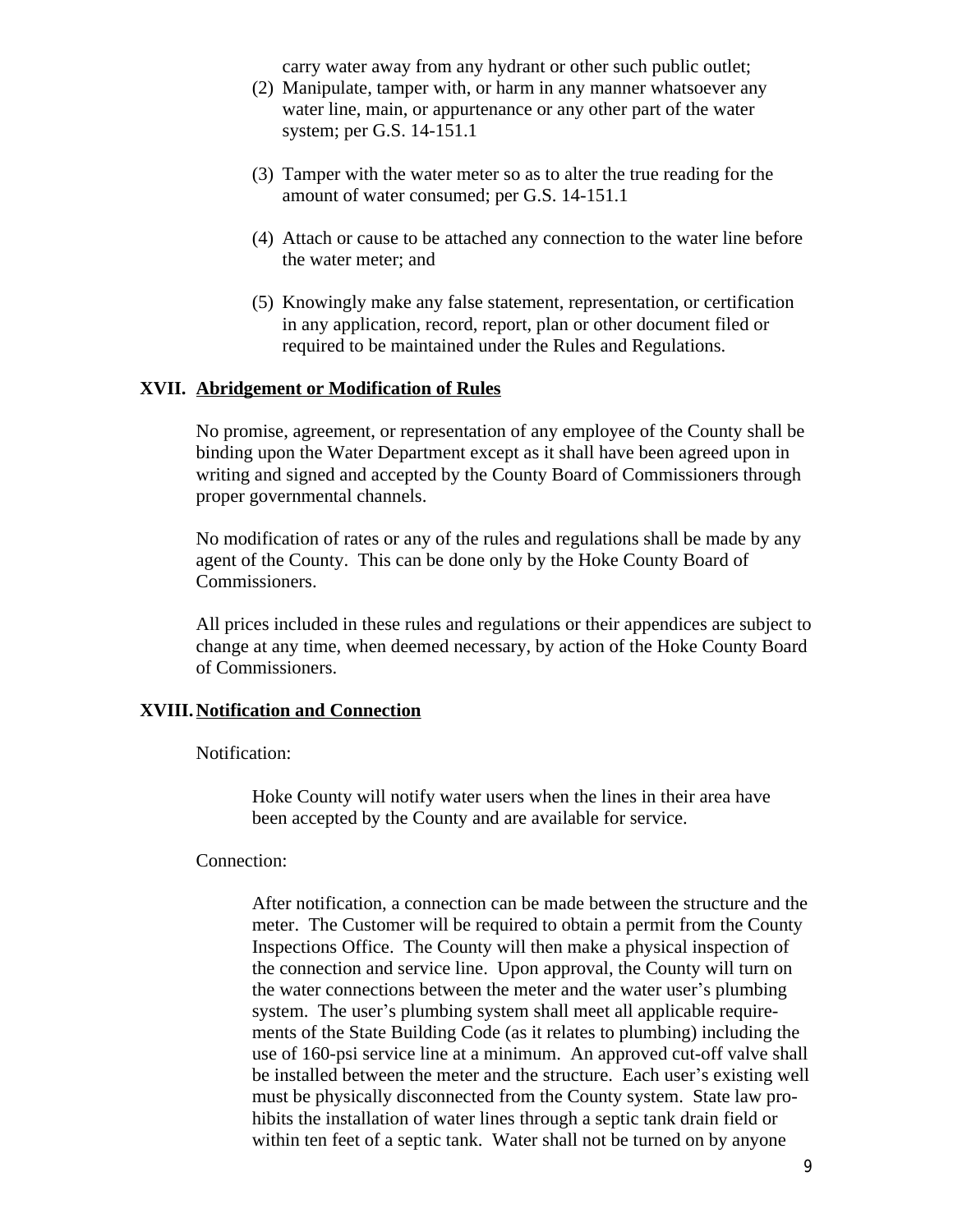carry water away from any hydrant or other such public outlet;

(2) Manipulate, tamper with, or harm in any manner whatsoever any water line, main, or appurtenance or any other part of the water system; per G.S. 14-151.1

(3) Tamper with the water meter so as to alter the true reading for the amount of water consumed; per G.S. 14-151.1

(4) Attach or cause to be attached any connection to the water line before the water meter; and

(5) Knowingly make any false statement, representation, or certification in any application, record, report, plan or other document filed or required to be maintained under the Rules and Regulations.

## XVII. <u>Abridgement or Modification of Rules</u>

No promise, agreement, or representation of any employee of the County shall be binding upon the Water Department except as it shall have been agreed upon in writing and signed and accepted by the County Board of Commissioners through proper governmental channels.

No modification of rates or any of the rules and regulations shall be made by any agent of the County. This can be done only by the Hoke County Board of Commissioners.

All prices included in these rules and regulations or their appendices are subject to change at any time, when deemed necessary, by action of the Hoke County Board of Commissioners.

## XVIII. <u>Notification and Connection</u>

Notification:

Hoke County will notify water users when the lines in their area have been accepted by the County and are available for service.

Connection:

After notification, a connection can be made between the structure and the meter. The Customer will be required to obtain a permit from the County Inspections Office. The County will then make a physical inspection of the connection and service line. Upon approval, the County will turn on the water connections between the meter and the water user's plumbing system. The user's plumbing system shall meet all applicable requirements of the State Building Code (as it relates to plumbing) including the use of 160-psi service line at a minimum. An approved cut-off valve shall be installed between the meter and the structure. Each user's existing well must be physically disconnected from the County system. State law prohibits the installation of water lines through a septic tank drain field or within ten feet of a septic tank. Water shall not be turned on by anyone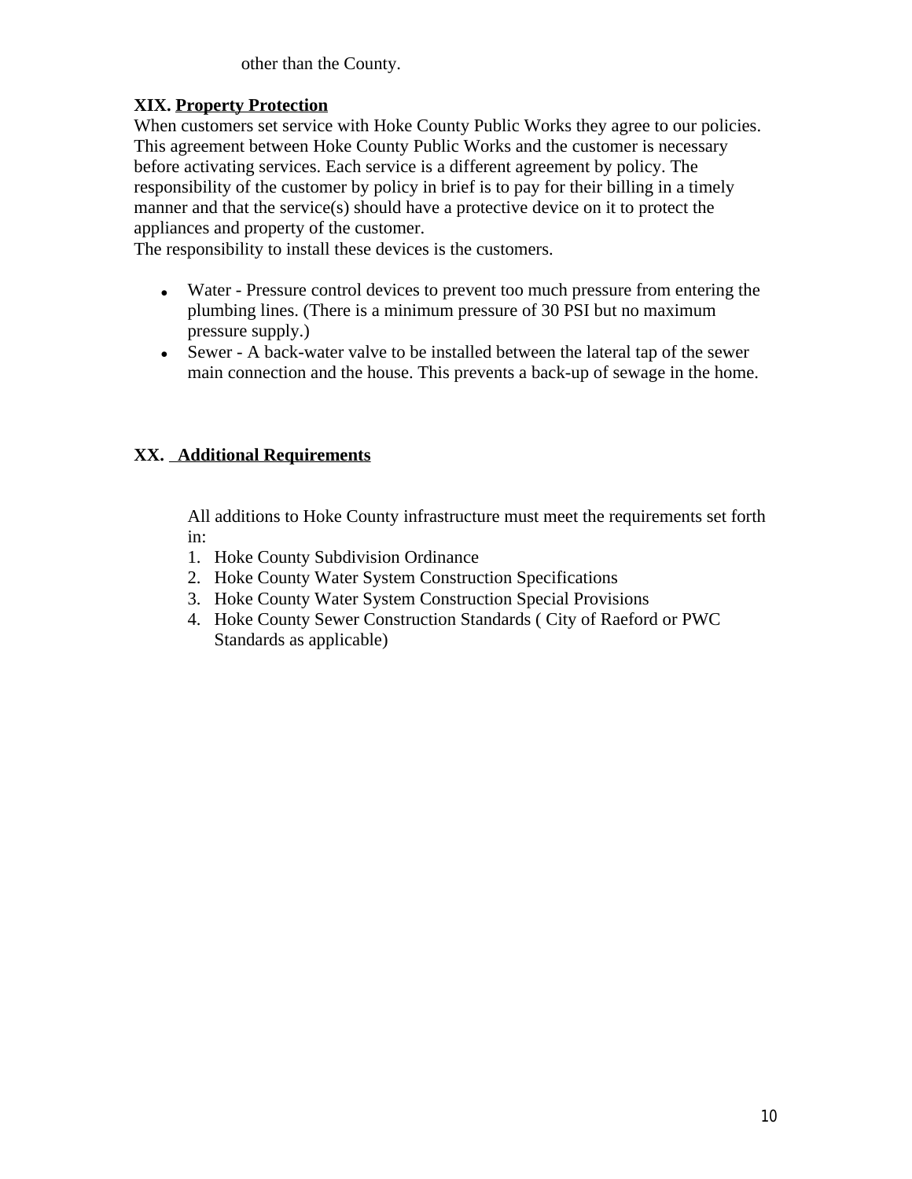other than the County.

**XIX. Property Protection**

When customers set service with Hoke County Public Works they agree to our policies. This agreement between Hoke County Public Works and the customer is necessary before activating services. Each service is a different agreement by policy. The responsibility of the customer by policy in brief is to pay for their billing in a timely manner and that the service(s) should have a protective device on it to protect the appliances and property of the customer.
The responsibility to install these devices is the customers.

- Water - Pressure control devices to prevent too much pressure from entering the plumbing lines. (There is a minimum pressure of 30 PSI but no maximum pressure supply.)
- Sewer - A back-water valve to be installed between the lateral tap of the sewer main connection and the house. This prevents a back-up of sewage in the home.

**XX. Additional Requirements**

All additions to Hoke County infrastructure must meet the requirements set forth in:

1. Hoke County Subdivision Ordinance
2. Hoke County Water System Construction Specifications
3. Hoke County Water System Construction Special Provisions
4. Hoke County Sewer Construction Standards ( City of Raeford or PWC Standards as applicable)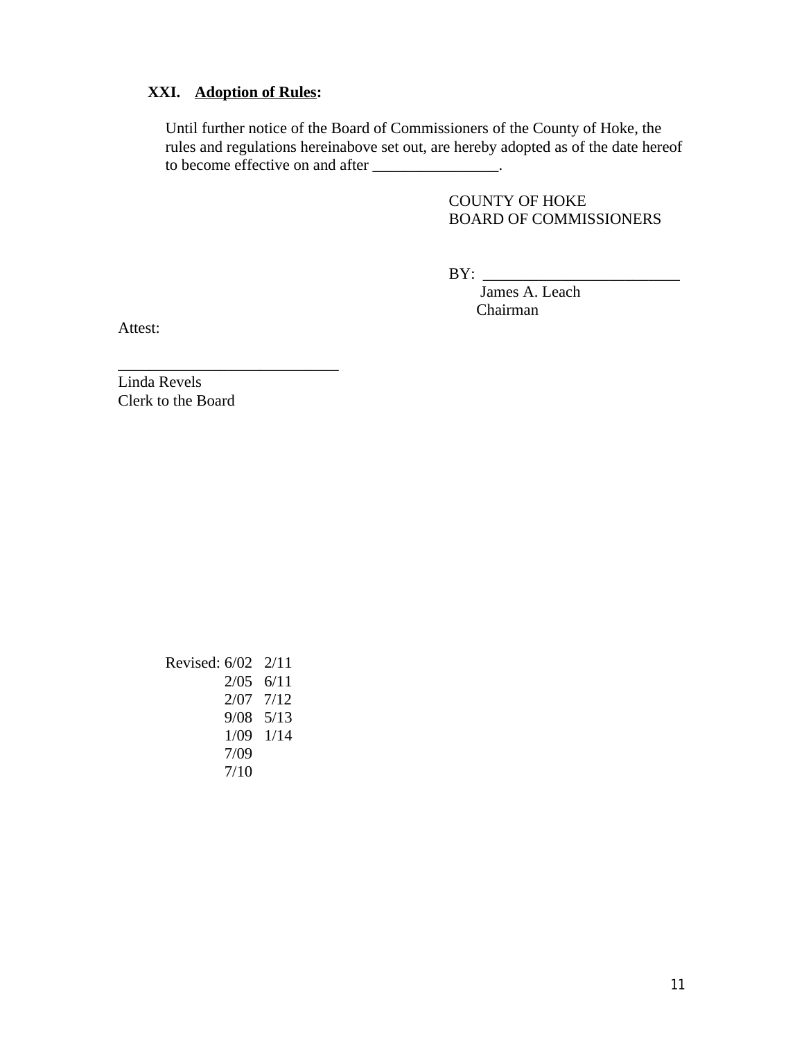### XXI. **Adoption of Rules:**

Until further notice of the Board of Commissioners of the County of Hoke, the rules and regulations hereinabove set out, are hereby adopted as of the date hereof to become effective on and after ________________.

COUNTY OF HOKE
BOARD OF COMMISSIONERS

BY: _________________________
James A. Leach
Chairman

Attest:

____________________________
Linda Revels
Clerk to the Board

Revised: 6/02 2/11
2/05 6/11
2/07 7/12
9/08 5/13
1/09 1/14
7/09
7/10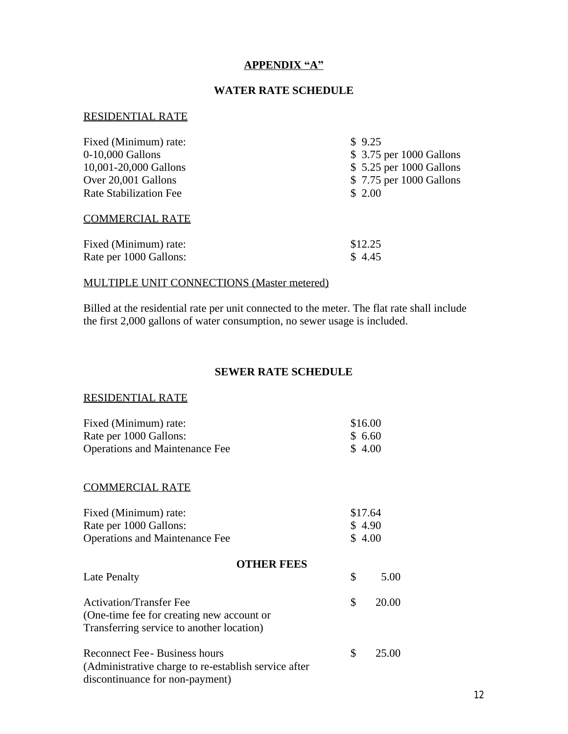# APPENDIX "A"

## WATER RATE SCHEDULE

### RESIDENTIAL RATE

| | |
|---|---|
| Fixed (Minimum) rate: | $ 9.25 |
| 0-10,000 Gallons | $ 3.75 per 1000 Gallons |
| 10,001-20,000 Gallons | $ 5.25 per 1000 Gallons |
| Over 20,001 Gallons | $ 7.75 per 1000 Gallons |
| Rate Stabilization Fee | $ 2.00 |

### COMMERCIAL RATE

| | |
|---|---|
| Fixed (Minimum) rate: | $12.25 |
| Rate per 1000 Gallons: | $ 4.45 |

### MULTIPLE UNIT CONNECTIONS (Master metered)

Billed at the residential rate per unit connected to the meter. The flat rate shall include the first 2,000 gallons of water consumption, no sewer usage is included.

## SEWER RATE SCHEDULE

### RESIDENTIAL RATE

| | |
|---|---|
| Fixed (Minimum) rate: | $16.00 |
| Rate per 1000 Gallons: | $ 6.60 |
| Operations and Maintenance Fee | $ 4.00 |

### COMMERCIAL RATE

| | |
|---|---|
| Fixed (Minimum) rate: | $17.64 |
| Rate per 1000 Gallons: | $ 4.90 |
| Operations and Maintenance Fee | $ 4.00 |

## OTHER FEES

| | |
|---|---|
| Late Penalty | $ 5.00 |
| Activation/Transfer Fee (One-time fee for creating new account or Transferring service to another location) | $ 20.00 |
| Reconnect Fee - Business hours (Administrative charge to re-establish service after discontinuance for non-payment) | $ 25.00 |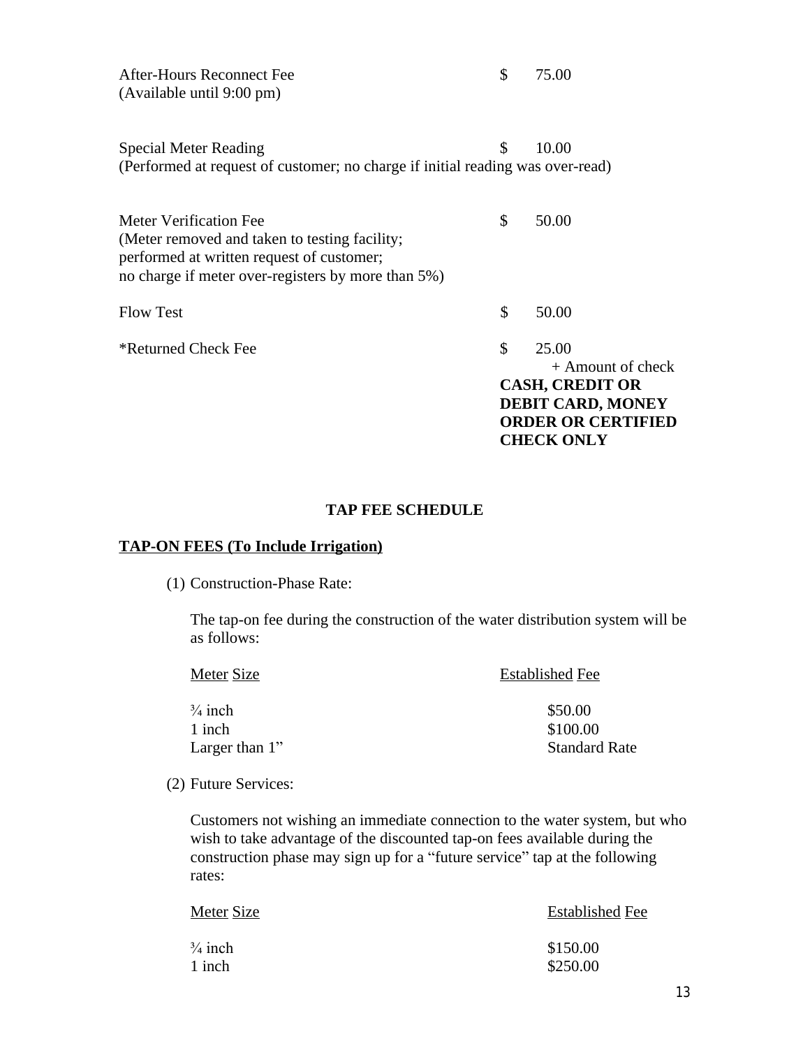| | |
|---|---|
| After-Hours Reconnect Fee<br>(Available until 9:00 pm) | $ 75.00 |
| Special Meter Reading<br>(Performed at request of customer; no charge if initial reading was over-read) | $ 10.00 |
| Meter Verification Fee<br>(Meter removed and taken to testing facility;<br>performed at written request of customer;<br>no charge if meter over-registers by more than 5%) | $ 50.00 |
| Flow Test | $ 50.00 |
| *Returned Check Fee | $ 25.00<br>+ Amount of check<br>**CASH, CREDIT OR DEBIT CARD, MONEY ORDER OR CERTIFIED CHECK ONLY** |

**TAP FEE SCHEDULE**

**<u>TAP-ON FEES (To Include Irrigation)</u>**

(1) Construction-Phase Rate:

The tap-on fee during the construction of the water distribution system will be as follows:

| Meter Size | Established Fee |
|---|---|
| ¾ inch | $50.00 |
| 1 inch | $100.00 |
| Larger than 1” | Standard Rate |

(2) Future Services:

Customers not wishing an immediate connection to the water system, but who wish to take advantage of the discounted tap-on fees available during the construction phase may sign up for a “future service” tap at the following rates:

| Meter Size | Established Fee |
|---|---|
| ¾ inch | $150.00 |
| 1 inch | $250.00 |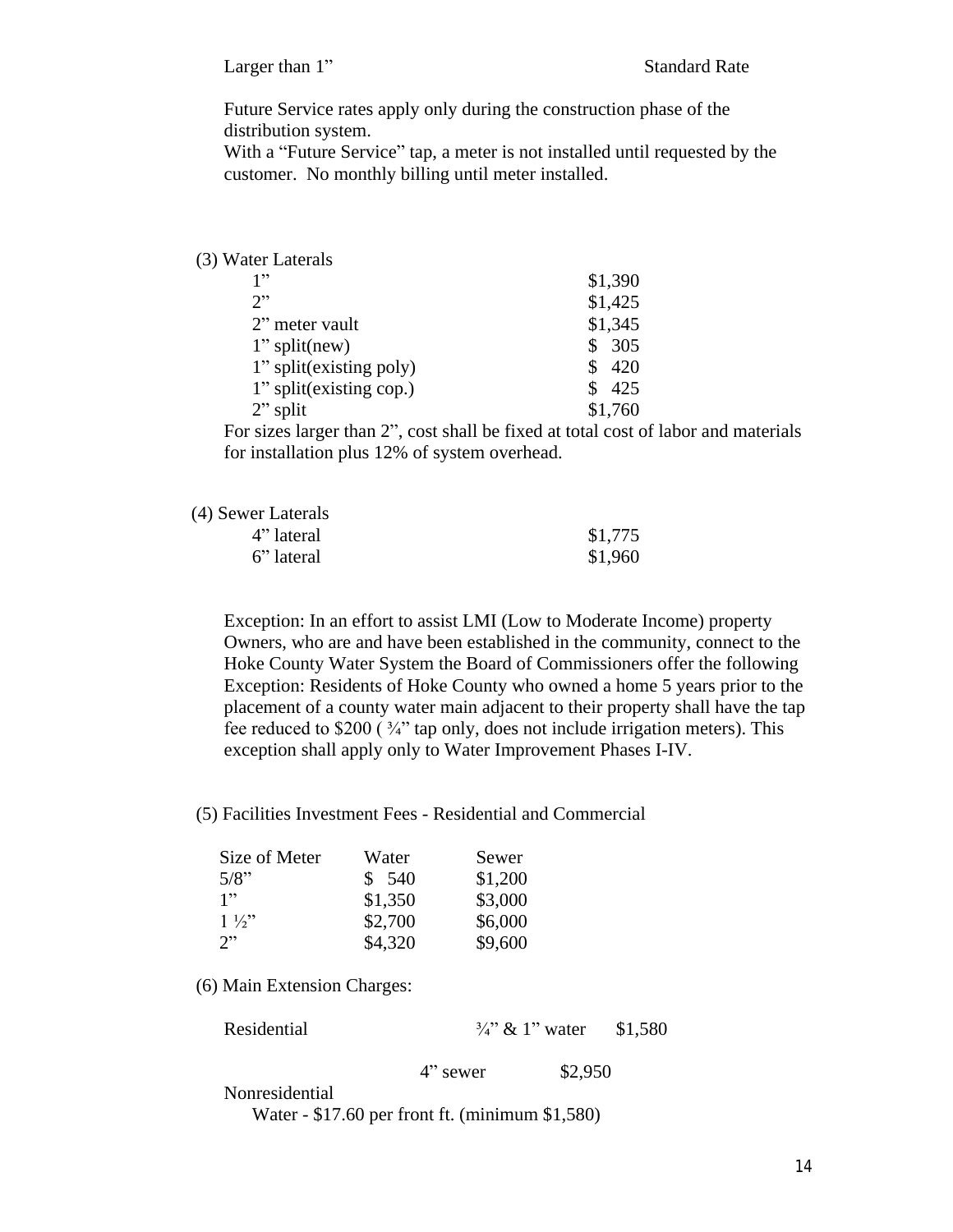| | |
|---|---|
| Larger than 1” | Standard Rate |

Future Service rates apply only during the construction phase of the distribution system.
With a “Future Service” tap, a meter is not installed until requested by the customer. No monthly billing until meter installed.

(3) Water Laterals

| | |
|---|---|
| 1” | $1,390 |
| 2” | $1,425 |
| 2” meter vault | $1,345 |
| 1” split(new) | $ 305 |
| 1” split(existing poly) | $ 420 |
| 1” split(existing cop.) | $ 425 |
| 2” split | $1,760 |

For sizes larger than 2”, cost shall be fixed at total cost of labor and materials for installation plus 12% of system overhead.

(4) Sewer Laterals

| | |
|---|---|
| 4” lateral | $1,775 |
| 6” lateral | $1,960 |

Exception: In an effort to assist LMI (Low to Moderate Income) property Owners, who are and have been established in the community, connect to the Hoke County Water System the Board of Commissioners offer the following Exception: Residents of Hoke County who owned a home 5 years prior to the placement of a county water main adjacent to their property shall have the tap fee reduced to $200 ( ¾” tap only, does not include irrigation meters). This exception shall apply only to Water Improvement Phases I-IV.

(5) Facilities Investment Fees - Residential and Commercial

| Size of Meter | Water | Sewer |
|---|---|---|
| 5/8” | $ 540 | $1,200 |
| 1” | $1,350 | $3,000 |
| 1 ½” | $2,700 | $6,000 |
| 2” | $4,320 | $9,600 |

(6) Main Extension Charges:

| | | |
|---|---|---|
| Residential | ¾” & 1” water | $1,580 |
| | 4” sewer | $2,950 |

Nonresidential
Water - $17.60 per front ft. (minimum $1,580)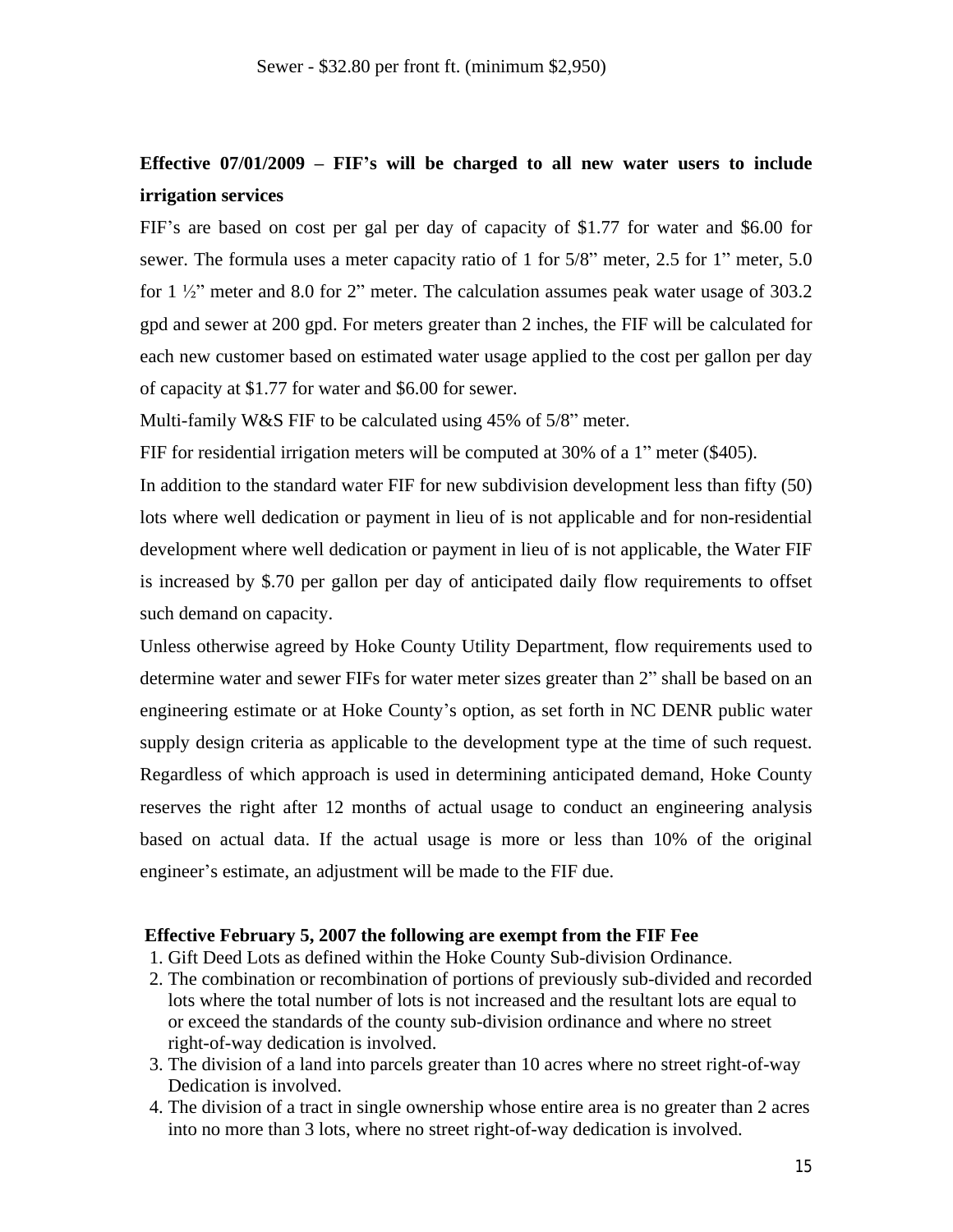Sewer - $32.80 per front ft. (minimum $2,950)

**Effective 07/01/2009 – FIF's will be charged to all new water users to include irrigation services**

FIF's are based on cost per gal per day of capacity of $1.77 for water and $6.00 for sewer. The formula uses a meter capacity ratio of 1 for 5/8" meter, 2.5 for 1" meter, 5.0 for 1 ½" meter and 8.0 for 2" meter. The calculation assumes peak water usage of 303.2 gpd and sewer at 200 gpd. For meters greater than 2 inches, the FIF will be calculated for each new customer based on estimated water usage applied to the cost per gallon per day of capacity at $1.77 for water and $6.00 for sewer.

Multi-family W&S FIF to be calculated using 45% of 5/8" meter.

FIF for residential irrigation meters will be computed at 30% of a 1" meter ($405).

In addition to the standard water FIF for new subdivision development less than fifty (50) lots where well dedication or payment in lieu of is not applicable and for non-residential development where well dedication or payment in lieu of is not applicable, the Water FIF is increased by $.70 per gallon per day of anticipated daily flow requirements to offset such demand on capacity.

Unless otherwise agreed by Hoke County Utility Department, flow requirements used to determine water and sewer FIFs for water meter sizes greater than 2" shall be based on an engineering estimate or at Hoke County's option, as set forth in NC DENR public water supply design criteria as applicable to the development type at the time of such request. Regardless of which approach is used in determining anticipated demand, Hoke County reserves the right after 12 months of actual usage to conduct an engineering analysis based on actual data. If the actual usage is more or less than 10% of the original engineer's estimate, an adjustment will be made to the FIF due.

**Effective February 5, 2007 the following are exempt from the FIF Fee**

1. Gift Deed Lots as defined within the Hoke County Sub-division Ordinance.
2. The combination or recombination of portions of previously sub-divided and recorded lots where the total number of lots is not increased and the resultant lots are equal to or exceed the standards of the county sub-division ordinance and where no street right-of-way dedication is involved.
3. The division of a land into parcels greater than 10 acres where no street right-of-way Dedication is involved.
4. The division of a tract in single ownership whose entire area is no greater than 2 acres into no more than 3 lots, where no street right-of-way dedication is involved.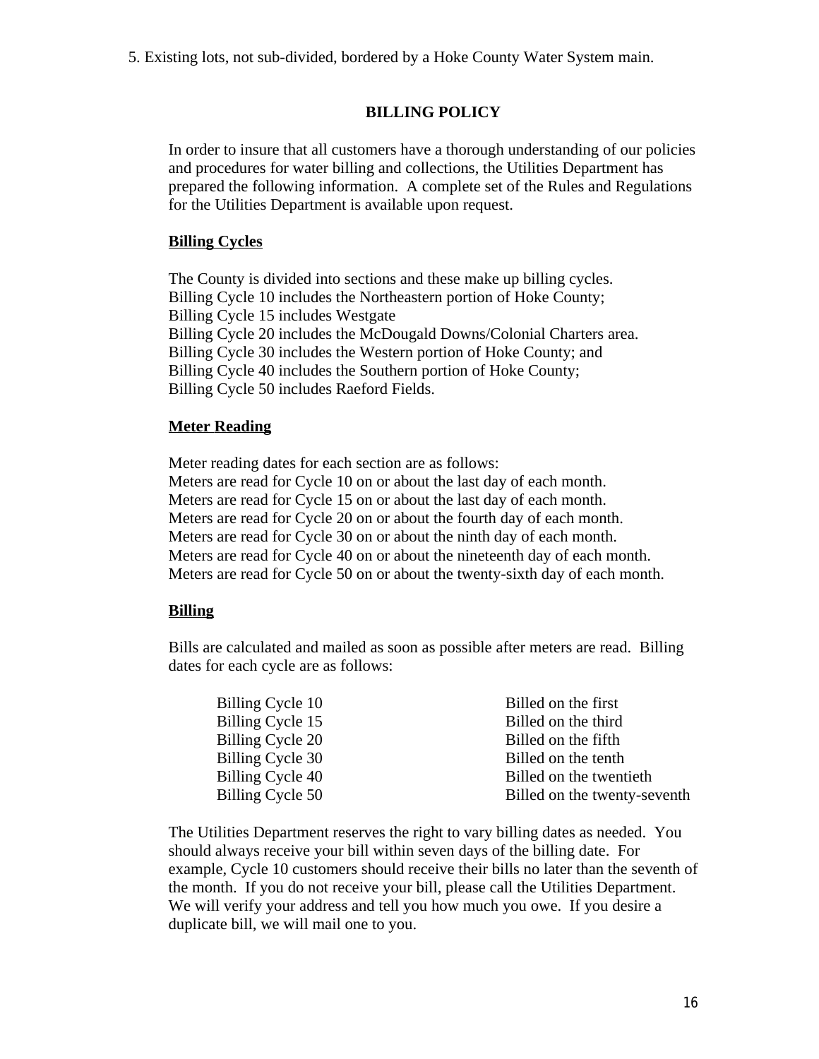5. Existing lots, not sub-divided, bordered by a Hoke County Water System main.

## BILLING POLICY

In order to insure that all customers have a thorough understanding of our policies and procedures for water billing and collections, the Utilities Department has prepared the following information. A complete set of the Rules and Regulations for the Utilities Department is available upon request.

### Billing Cycles

The County is divided into sections and these make up billing cycles.
Billing Cycle 10 includes the Northeastern portion of Hoke County;
Billing Cycle 15 includes Westgate
Billing Cycle 20 includes the McDougald Downs/Colonial Charters area.
Billing Cycle 30 includes the Western portion of Hoke County; and
Billing Cycle 40 includes the Southern portion of Hoke County;
Billing Cycle 50 includes Raeford Fields.

### Meter Reading

Meter reading dates for each section are as follows:
Meters are read for Cycle 10 on or about the last day of each month.
Meters are read for Cycle 15 on or about the last day of each month.
Meters are read for Cycle 20 on or about the fourth day of each month.
Meters are read for Cycle 30 on or about the ninth day of each month.
Meters are read for Cycle 40 on or about the nineteenth day of each month.
Meters are read for Cycle 50 on or about the twenty-sixth day of each month.

### Billing

Bills are calculated and mailed as soon as possible after meters are read. Billing dates for each cycle are as follows:

| | |
|---|---|
| Billing Cycle 10 | Billed on the first |
| Billing Cycle 15 | Billed on the third |
| Billing Cycle 20 | Billed on the fifth |
| Billing Cycle 30 | Billed on the tenth |
| Billing Cycle 40 | Billed on the twentieth |
| Billing Cycle 50 | Billed on the twenty-seventh |

The Utilities Department reserves the right to vary billing dates as needed. You should always receive your bill within seven days of the billing date. For example, Cycle 10 customers should receive their bills no later than the seventh of the month. If you do not receive your bill, please call the Utilities Department. We will verify your address and tell you how much you owe. If you desire a duplicate bill, we will mail one to you.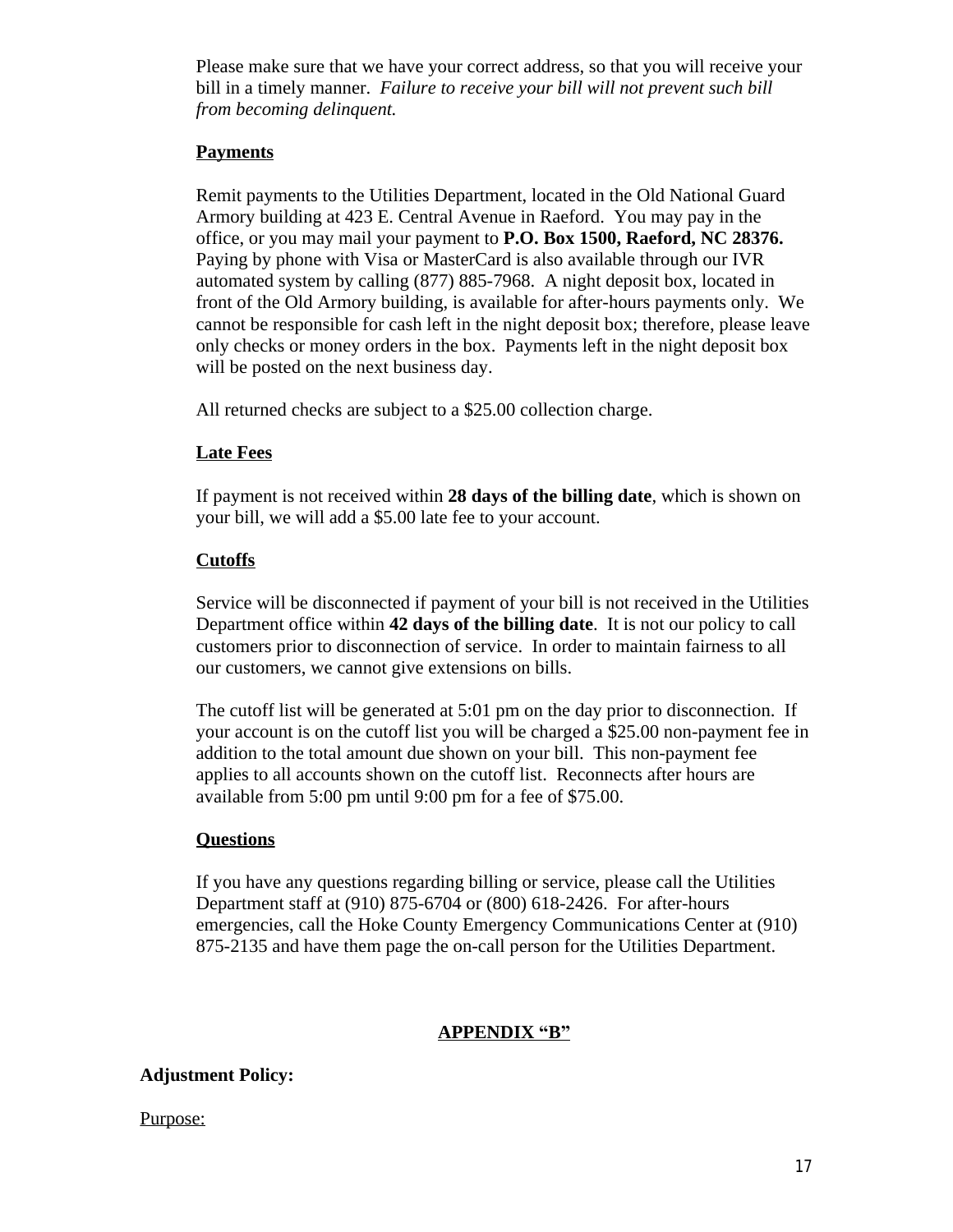Please make sure that we have your correct address, so that you will receive your bill in a timely manner. *Failure to receive your bill will not prevent such bill from becoming delinquent.*

**Payments**

Remit payments to the Utilities Department, located in the Old National Guard Armory building at 423 E. Central Avenue in Raeford. You may pay in the office, or you may mail your payment to **P.O. Box 1500, Raeford, NC 28376.** Paying by phone with Visa or MasterCard is also available through our IVR automated system by calling (877) 885-7968. A night deposit box, located in front of the Old Armory building, is available for after-hours payments only. We cannot be responsible for cash left in the night deposit box; therefore, please leave only checks or money orders in the box. Payments left in the night deposit box will be posted on the next business day.

All returned checks are subject to a $25.00 collection charge.

**Late Fees**

If payment is not received within **28 days of the billing date**, which is shown on your bill, we will add a $5.00 late fee to your account.

**Cutoffs**

Service will be disconnected if payment of your bill is not received in the Utilities Department office within **42 days of the billing date**. It is not our policy to call customers prior to disconnection of service. In order to maintain fairness to all our customers, we cannot give extensions on bills.

The cutoff list will be generated at 5:01 pm on the day prior to disconnection. If your account is on the cutoff list you will be charged a $25.00 non-payment fee in addition to the total amount due shown on your bill. This non-payment fee applies to all accounts shown on the cutoff list. Reconnects after hours are available from 5:00 pm until 9:00 pm for a fee of $75.00.

**Questions**

If you have any questions regarding billing or service, please call the Utilities Department staff at (910) 875-6704 or (800) 618-2426. For after-hours emergencies, call the Hoke County Emergency Communications Center at (910) 875-2135 and have them page the on-call person for the Utilities Department.

## APPENDIX "B"

**Adjustment Policy:**

Purpose: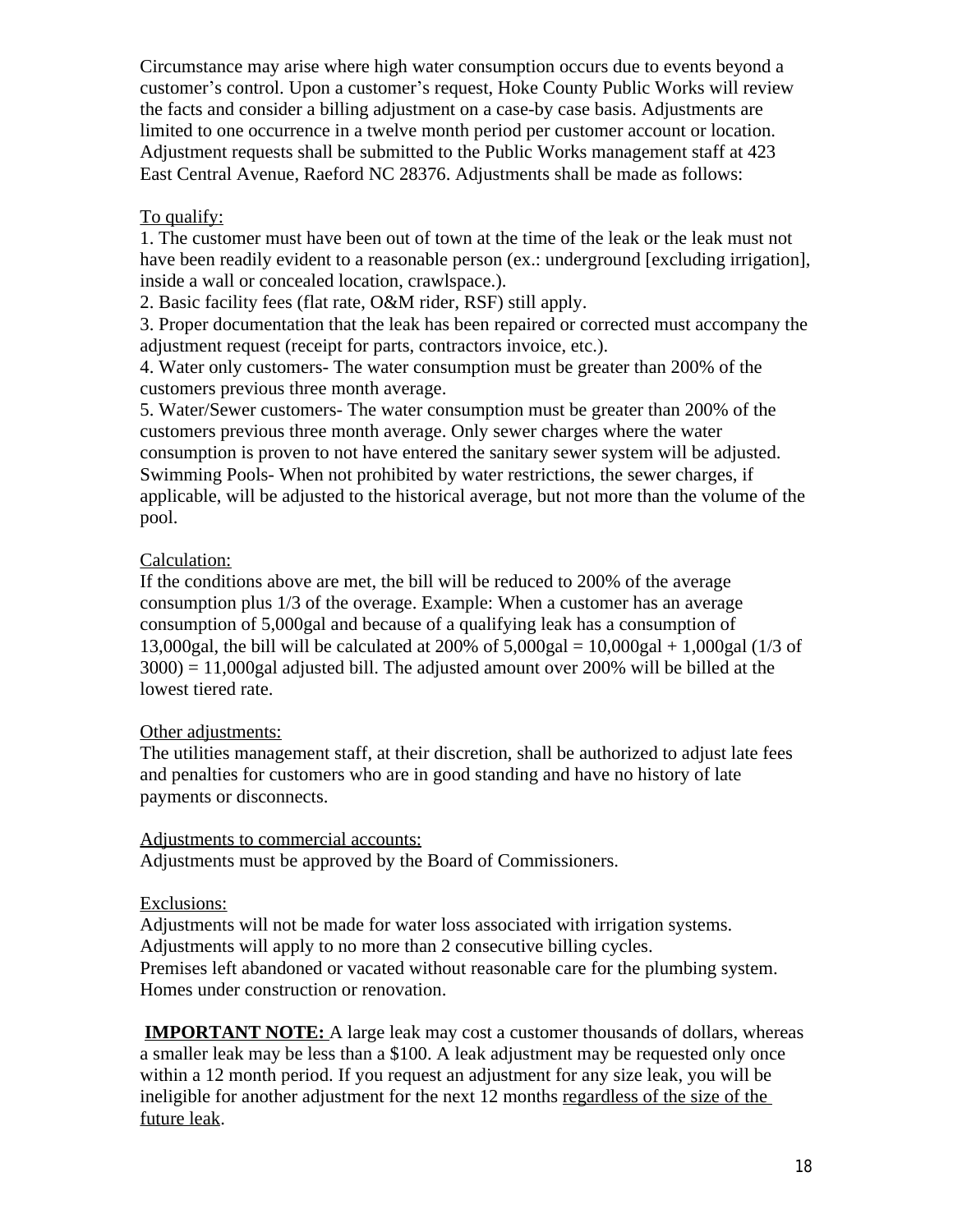Circumstance may arise where high water consumption occurs due to events beyond a customer's control. Upon a customer's request, Hoke County Public Works will review the facts and consider a billing adjustment on a case-by case basis. Adjustments are limited to one occurrence in a twelve month period per customer account or location. Adjustment requests shall be submitted to the Public Works management staff at 423 East Central Avenue, Raeford NC 28376. Adjustments shall be made as follows:

<u>To qualify:</u>

1. The customer must have been out of town at the time of the leak or the leak must not have been readily evident to a reasonable person (ex.: underground [excluding irrigation], inside a wall or concealed location, crawlspace.).
2. Basic facility fees (flat rate, O&M rider, RSF) still apply.
3. Proper documentation that the leak has been repaired or corrected must accompany the adjustment request (receipt for parts, contractors invoice, etc.).
4. Water only customers- The water consumption must be greater than 200% of the customers previous three month average.
5. Water/Sewer customers- The water consumption must be greater than 200% of the customers previous three month average. Only sewer charges where the water consumption is proven to not have entered the sanitary sewer system will be adjusted. Swimming Pools- When not prohibited by water restrictions, the sewer charges, if applicable, will be adjusted to the historical average, but not more than the volume of the pool.

<u>Calculation:</u>

If the conditions above are met, the bill will be reduced to 200% of the average consumption plus 1/3 of the overage. Example: When a customer has an average consumption of 5,000gal and because of a qualifying leak has a consumption of 13,000gal, the bill will be calculated at 200% of 5,000gal = 10,000gal + 1,000gal (1/3 of 3000) = 11,000gal adjusted bill. The adjusted amount over 200% will be billed at the lowest tiered rate.

<u>Other adjustments:</u>

The utilities management staff, at their discretion, shall be authorized to adjust late fees and penalties for customers who are in good standing and have no history of late payments or disconnects.

<u>Adjustments to commercial accounts:</u>

Adjustments must be approved by the Board of Commissioners.

<u>Exclusions:</u>

Adjustments will not be made for water loss associated with irrigation systems.
Adjustments will apply to no more than 2 consecutive billing cycles.
Premises left abandoned or vacated without reasonable care for the plumbing system.
Homes under construction or renovation.

**<u>IMPORTANT NOTE:</u>** A large leak may cost a customer thousands of dollars, whereas a smaller leak may be less than a $100. A leak adjustment may be requested only once within a 12 month period. If you request an adjustment for any size leak, you will be ineligible for another adjustment for the next 12 months <u>regardless of the size of the future leak</u>.